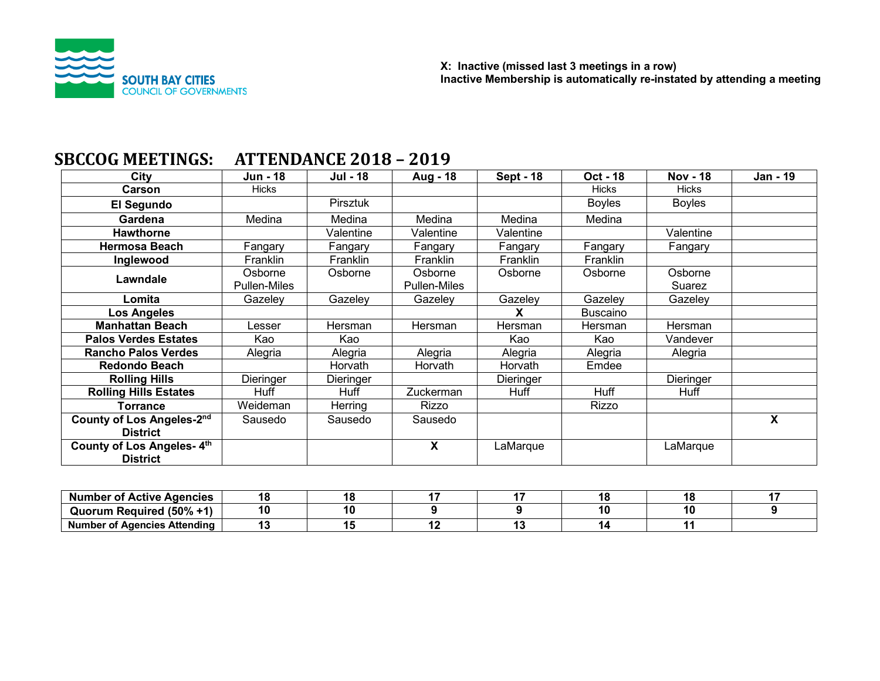SOUTH BAY CITIES
COUNCIL OF GOVERNMENTS

**X: Inactive (missed last 3 meetings in a row)**
**Inactive Membership is automatically re-instated by attending a meeting**

# SBCCOG MEETINGS: ATTENDANCE 2018 – 2019

| City | Jun - 18 | Jul - 18 | Aug - 18 | Sept - 18 | Oct - 18 | Nov - 18 | Jan - 19 |
|---|---|---|---|---|---|---|---|
| **Carson** | Hicks | | | | Hicks | Hicks | |
| **El Segundo** | | Pirsztuk | | | Boyles | Boyles | |
| **Gardena** | Medina | Medina | Medina | Medina | Medina | | |
| **Hawthorne** | | Valentine | Valentine | Valentine | | Valentine | |
| **Hermosa Beach** | Fangary | Fangary | Fangary | Fangary | Fangary | Fangary | |
| **Inglewood** | Franklin | Franklin | Franklin | Franklin | Franklin | | |
| **Lawndale** | Osborne Pullen-Miles | Osborne | Osborne Pullen-Miles | Osborne | Osborne | Osborne Suarez | |
| **Lomita** | Gazeley | Gazeley | Gazeley | Gazeley | Gazeley | Gazeley | |
| **Los Angeles** | | | | **X** | Buscaino | | |
| **Manhattan Beach** | Lesser | Hersman | Hersman | Hersman | Hersman | Hersman | |
| **Palos Verdes Estates** | Kao | Kao | | Kao | Kao | Vandever | |
| **Rancho Palos Verdes** | Alegria | Alegria | Alegria | Alegria | Alegria | Alegria | |
| **Redondo Beach** | | Horvath | Horvath | Horvath | Emdee | | |
| **Rolling Hills** | Dieringer | Dieringer | | Dieringer | | Dieringer | |
| **Rolling Hills Estates** | Huff | Huff | Zuckerman | Huff | Huff | Huff | |
| **Torrance** | Weideman | Herring | Rizzo | | Rizzo | | |
| **County of Los Angeles-2nd District** | Sausedo | Sausedo | Sausedo | | | | **X** |
| **County of Los Angeles- 4th District** | | | **X** | LaMarque | | LaMarque | |

| **Number of Active Agencies** | **18** | **18** | **17** | **17** | **18** | **18** | **17** |
|---|---|---|---|---|---|---|---|
| **Quorum Required (50% +1)** | **10** | **10** | **9** | **9** | **10** | **10** | **9** |
| **Number of Agencies Attending** | **13** | **15** | **12** | **13** | **14** | **11** | |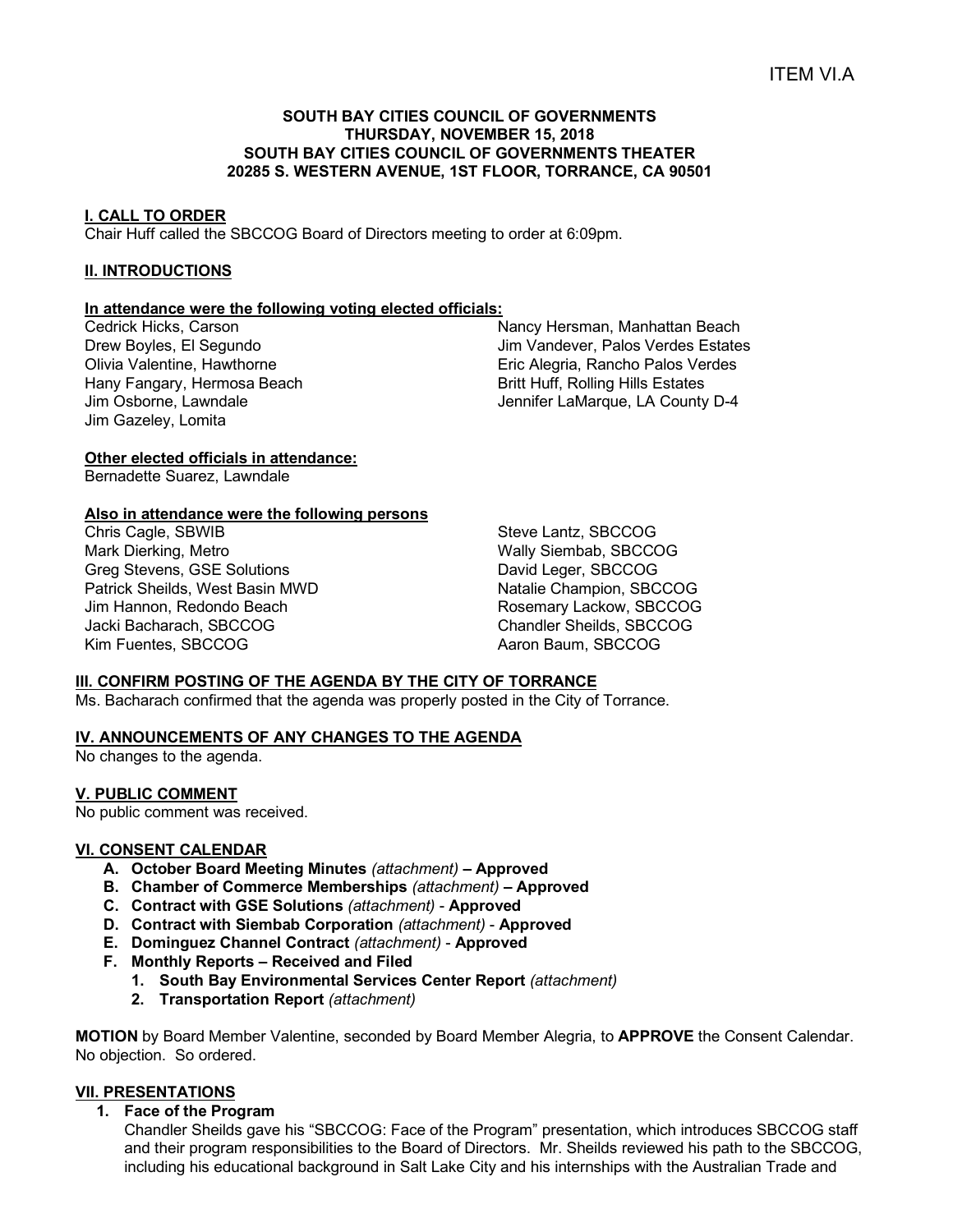ITEM VI.A

**SOUTH BAY CITIES COUNCIL OF GOVERNMENTS**
**THURSDAY, NOVEMBER 15, 2018**
**SOUTH BAY CITIES COUNCIL OF GOVERNMENTS THEATER**
**20285 S. WESTERN AVENUE, 1ST FLOOR, TORRANCE, CA 90501**

## I. CALL TO ORDER

Chair Huff called the SBCCOG Board of Directors meeting to order at 6:09pm.

## II. INTRODUCTIONS

### In attendance were the following voting elected officials:

Cedrick Hicks, Carson
Drew Boyles, El Segundo
Olivia Valentine, Hawthorne
Hany Fangary, Hermosa Beach
Jim Osborne, Lawndale
Jim Gazeley, Lomita
Nancy Hersman, Manhattan Beach
Jim Vandever, Palos Verdes Estates
Eric Alegria, Rancho Palos Verdes
Britt Huff, Rolling Hills Estates
Jennifer LaMarque, LA County D-4

### Other elected officials in attendance:

Bernadette Suarez, Lawndale

### Also in attendance were the following persons

Chris Cagle, SBWIB
Mark Dierking, Metro
Greg Stevens, GSE Solutions
Patrick Sheilds, West Basin MWD
Jim Hannon, Redondo Beach
Jacki Bacharach, SBCCOG
Kim Fuentes, SBCCOG
Steve Lantz, SBCCOG
Wally Siembab, SBCCOG
David Leger, SBCCOG
Natalie Champion, SBCCOG
Rosemary Lackow, SBCCOG
Chandler Sheilds, SBCCOG
Aaron Baum, SBCCOG

## III. CONFIRM POSTING OF THE AGENDA BY THE CITY OF TORRANCE

Ms. Bacharach confirmed that the agenda was properly posted in the City of Torrance.

## IV. ANNOUNCEMENTS OF ANY CHANGES TO THE AGENDA

No changes to the agenda.

## V. PUBLIC COMMENT

No public comment was received.

## VI. CONSENT CALENDAR

- **A. October Board Meeting Minutes** *(attachment)* **– Approved**
- **B. Chamber of Commerce Memberships** *(attachment)* **– Approved**
- **C. Contract with GSE Solutions** *(attachment)* - **Approved**
- **D. Contract with Siembab Corporation** *(attachment)* - **Approved**
- **E. Dominguez Channel Contract** *(attachment)* - **Approved**
- **F. Monthly Reports – Received and Filed**
  1. **South Bay Environmental Services Center Report** *(attachment)*
  2. **Transportation Report** *(attachment)*

**MOTION** by Board Member Valentine, seconded by Board Member Alegria, to **APPROVE** the Consent Calendar. No objection. So ordered.

## VII. PRESENTATIONS

1. **Face of the Program**

   Chandler Sheilds gave his "SBCCOG: Face of the Program" presentation, which introduces SBCCOG staff and their program responsibilities to the Board of Directors. Mr. Sheilds reviewed his path to the SBCCOG, including his educational background in Salt Lake City and his internships with the Australian Trade and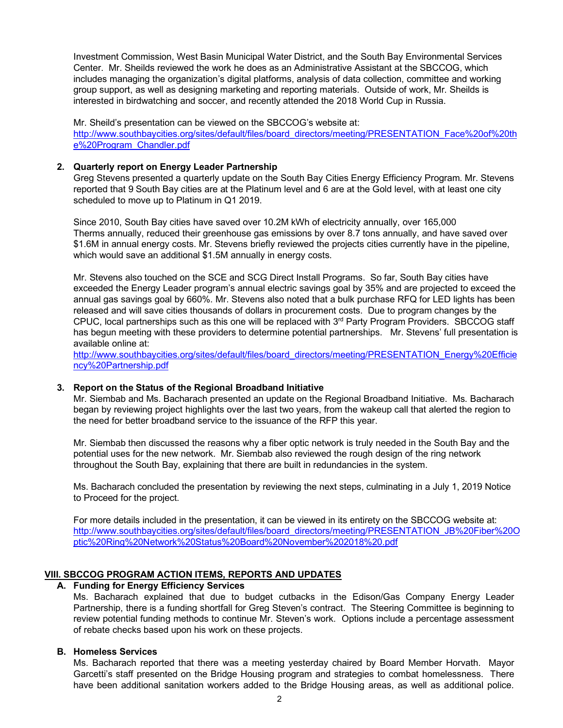Investment Commission, West Basin Municipal Water District, and the South Bay Environmental Services Center. Mr. Sheilds reviewed the work he does as an Administrative Assistant at the SBCCOG, which includes managing the organization's digital platforms, analysis of data collection, committee and working group support, as well as designing marketing and reporting materials. Outside of work, Mr. Sheilds is interested in birdwatching and soccer, and recently attended the 2018 World Cup in Russia.

Mr. Sheild's presentation can be viewed on the SBCCOG's website at: http://www.southbaycities.org/sites/default/files/board_directors/meeting/PRESENTATION_Face%20of%20the%20Program_Chandler.pdf

**2. Quarterly report on Energy Leader Partnership**

Greg Stevens presented a quarterly update on the South Bay Cities Energy Efficiency Program. Mr. Stevens reported that 9 South Bay cities are at the Platinum level and 6 are at the Gold level, with at least one city scheduled to move up to Platinum in Q1 2019.

Since 2010, South Bay cities have saved over 10.2M kWh of electricity annually, over 165,000 Therms annually, reduced their greenhouse gas emissions by over 8.7 tons annually, and have saved over $1.6M in annual energy costs. Mr. Stevens briefly reviewed the projects cities currently have in the pipeline, which would save an additional $1.5M annually in energy costs.

Mr. Stevens also touched on the SCE and SCG Direct Install Programs. So far, South Bay cities have exceeded the Energy Leader program's annual electric savings goal by 35% and are projected to exceed the annual gas savings goal by 660%. Mr. Stevens also noted that a bulk purchase RFQ for LED lights has been released and will save cities thousands of dollars in procurement costs. Due to program changes by the CPUC, local partnerships such as this one will be replaced with 3rd Party Program Providers. SBCCOG staff has begun meeting with these providers to determine potential partnerships. Mr. Stevens' full presentation is available online at:
http://www.southbaycities.org/sites/default/files/board_directors/meeting/PRESENTATION_Energy%20Efficiency%20Partnership.pdf

**3. Report on the Status of the Regional Broadband Initiative**

Mr. Siembab and Ms. Bacharach presented an update on the Regional Broadband Initiative. Ms. Bacharach began by reviewing project highlights over the last two years, from the wakeup call that alerted the region to the need for better broadband service to the issuance of the RFP this year.

Mr. Siembab then discussed the reasons why a fiber optic network is truly needed in the South Bay and the potential uses for the new network. Mr. Siembab also reviewed the rough design of the ring network throughout the South Bay, explaining that there are built in redundancies in the system.

Ms. Bacharach concluded the presentation by reviewing the next steps, culminating in a July 1, 2019 Notice to Proceed for the project.

For more details included in the presentation, it can be viewed in its entirety on the SBCCOG website at: http://www.southbaycities.org/sites/default/files/board_directors/meeting/PRESENTATION_JB%20Fiber%20Optic%20Ring%20Network%20Status%20Board%20November%202018%20.pdf

## VIII. SBCCOG PROGRAM ACTION ITEMS, REPORTS AND UPDATES

**A. Funding for Energy Efficiency Services**

Ms. Bacharach explained that due to budget cutbacks in the Edison/Gas Company Energy Leader Partnership, there is a funding shortfall for Greg Steven's contract. The Steering Committee is beginning to review potential funding methods to continue Mr. Steven's work. Options include a percentage assessment of rebate checks based upon his work on these projects.

**B. Homeless Services**

Ms. Bacharach reported that there was a meeting yesterday chaired by Board Member Horvath. Mayor Garcetti's staff presented on the Bridge Housing program and strategies to combat homelessness. There have been additional sanitation workers added to the Bridge Housing areas, as well as additional police.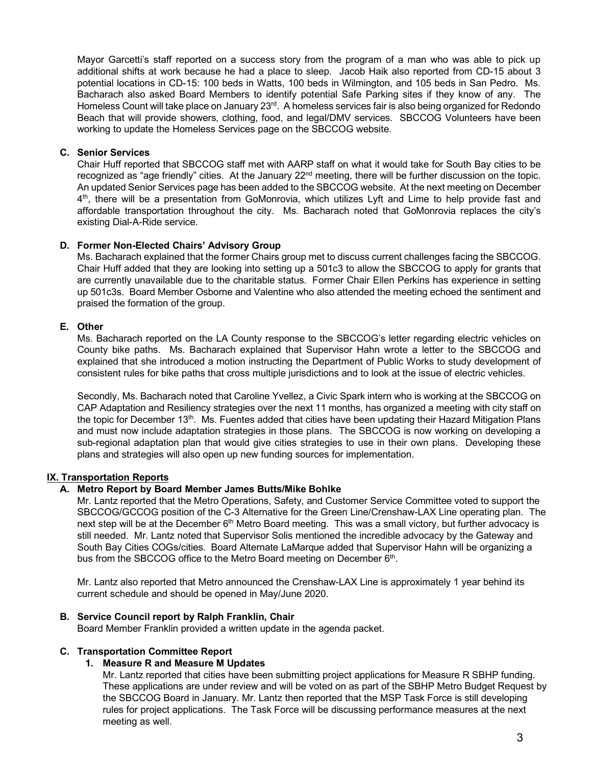Mayor Garcetti's staff reported on a success story from the program of a man who was able to pick up additional shifts at work because he had a place to sleep. Jacob Haik also reported from CD-15 about 3 potential locations in CD-15: 100 beds in Watts, 100 beds in Wilmington, and 105 beds in San Pedro. Ms. Bacharach also asked Board Members to identify potential Safe Parking sites if they know of any. The Homeless Count will take place on January 23rd. A homeless services fair is also being organized for Redondo Beach that will provide showers, clothing, food, and legal/DMV services. SBCCOG Volunteers have been working to update the Homeless Services page on the SBCCOG website.

**C. Senior Services**

Chair Huff reported that SBCCOG staff met with AARP staff on what it would take for South Bay cities to be recognized as "age friendly" cities. At the January 22nd meeting, there will be further discussion on the topic. An updated Senior Services page has been added to the SBCCOG website. At the next meeting on December 4th, there will be a presentation from GoMonrovia, which utilizes Lyft and Lime to help provide fast and affordable transportation throughout the city. Ms. Bacharach noted that GoMonrovia replaces the city's existing Dial-A-Ride service.

**D. Former Non-Elected Chairs' Advisory Group**

Ms. Bacharach explained that the former Chairs group met to discuss current challenges facing the SBCCOG. Chair Huff added that they are looking into setting up a 501c3 to allow the SBCCOG to apply for grants that are currently unavailable due to the charitable status. Former Chair Ellen Perkins has experience in setting up 501c3s. Board Member Osborne and Valentine who also attended the meeting echoed the sentiment and praised the formation of the group.

**E. Other**

Ms. Bacharach reported on the LA County response to the SBCCOG's letter regarding electric vehicles on County bike paths. Ms. Bacharach explained that Supervisor Hahn wrote a letter to the SBCCOG and explained that she introduced a motion instructing the Department of Public Works to study development of consistent rules for bike paths that cross multiple jurisdictions and to look at the issue of electric vehicles.

Secondly, Ms. Bacharach noted that Caroline Yvellez, a Civic Spark intern who is working at the SBCCOG on CAP Adaptation and Resiliency strategies over the next 11 months, has organized a meeting with city staff on the topic for December 13th. Ms. Fuentes added that cities have been updating their Hazard Mitigation Plans and must now include adaptation strategies in those plans. The SBCCOG is now working on developing a sub-regional adaptation plan that would give cities strategies to use in their own plans. Developing these plans and strategies will also open up new funding sources for implementation.

## IX. Transportation Reports

**A. Metro Report by Board Member James Butts/Mike Bohlke**

Mr. Lantz reported that the Metro Operations, Safety, and Customer Service Committee voted to support the SBCCOG/GCCOG position of the C-3 Alternative for the Green Line/Crenshaw-LAX Line operating plan. The next step will be at the December 6th Metro Board meeting. This was a small victory, but further advocacy is still needed. Mr. Lantz noted that Supervisor Solis mentioned the incredible advocacy by the Gateway and South Bay Cities COGs/cities. Board Alternate LaMarque added that Supervisor Hahn will be organizing a bus from the SBCCOG office to the Metro Board meeting on December 6th.

Mr. Lantz also reported that Metro announced the Crenshaw-LAX Line is approximately 1 year behind its current schedule and should be opened in May/June 2020.

**B. Service Council report by Ralph Franklin, Chair**

Board Member Franklin provided a written update in the agenda packet.

**C. Transportation Committee Report**

**1. Measure R and Measure M Updates**

Mr. Lantz reported that cities have been submitting project applications for Measure R SBHP funding. These applications are under review and will be voted on as part of the SBHP Metro Budget Request by the SBCCOG Board in January. Mr. Lantz then reported that the MSP Task Force is still developing rules for project applications. The Task Force will be discussing performance measures at the next meeting as well.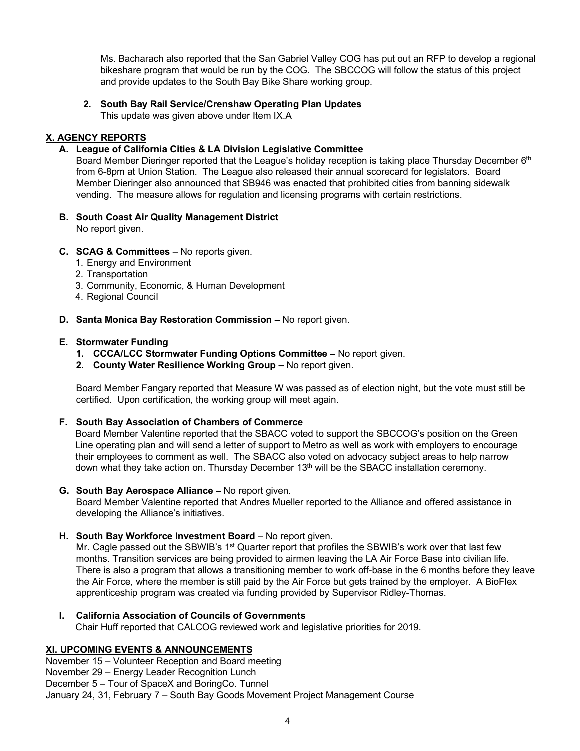Ms. Bacharach also reported that the San Gabriel Valley COG has put out an RFP to develop a regional bikeshare program that would be run by the COG. The SBCCOG will follow the status of this project and provide updates to the South Bay Bike Share working group.

**2. South Bay Rail Service/Crenshaw Operating Plan Updates**
This update was given above under Item IX.A

## X. AGENCY REPORTS

**A. League of California Cities & LA Division Legislative Committee**
Board Member Dieringer reported that the League's holiday reception is taking place Thursday December 6th from 6-8pm at Union Station. The League also released their annual scorecard for legislators. Board Member Dieringer also announced that SB946 was enacted that prohibited cities from banning sidewalk vending. The measure allows for regulation and licensing programs with certain restrictions.

**B. South Coast Air Quality Management District**
No report given.

**C. SCAG & Committees** – No reports given.
1. Energy and Environment
2. Transportation
3. Community, Economic, & Human Development
4. Regional Council

**D. Santa Monica Bay Restoration Commission –** No report given.

**E. Stormwater Funding**
1. **CCCA/LCC Stormwater Funding Options Committee –** No report given.
2. **County Water Resilience Working Group –** No report given.

Board Member Fangary reported that Measure W was passed as of election night, but the vote must still be certified. Upon certification, the working group will meet again.

**F. South Bay Association of Chambers of Commerce**
Board Member Valentine reported that the SBACC voted to support the SBCCOG's position on the Green Line operating plan and will send a letter of support to Metro as well as work with employers to encourage their employees to comment as well. The SBACC also voted on advocacy subject areas to help narrow down what they take action on. Thursday December 13th will be the SBACC installation ceremony.

**G. South Bay Aerospace Alliance –** No report given.
Board Member Valentine reported that Andres Mueller reported to the Alliance and offered assistance in developing the Alliance's initiatives.

**H. South Bay Workforce Investment Board** – No report given.
Mr. Cagle passed out the SBWIB's 1st Quarter report that profiles the SBWIB's work over that last few months. Transition services are being provided to airmen leaving the LA Air Force Base into civilian life. There is also a program that allows a transitioning member to work off-base in the 6 months before they leave the Air Force, where the member is still paid by the Air Force but gets trained by the employer. A BioFlex apprenticeship program was created via funding provided by Supervisor Ridley-Thomas.

**I. California Association of Councils of Governments**
Chair Huff reported that CALCOG reviewed work and legislative priorities for 2019.

## XI. UPCOMING EVENTS & ANNOUNCEMENTS

November 15 – Volunteer Reception and Board meeting
November 29 – Energy Leader Recognition Lunch
December 5 – Tour of SpaceX and BoringCo. Tunnel
January 24, 31, February 7 – South Bay Goods Movement Project Management Course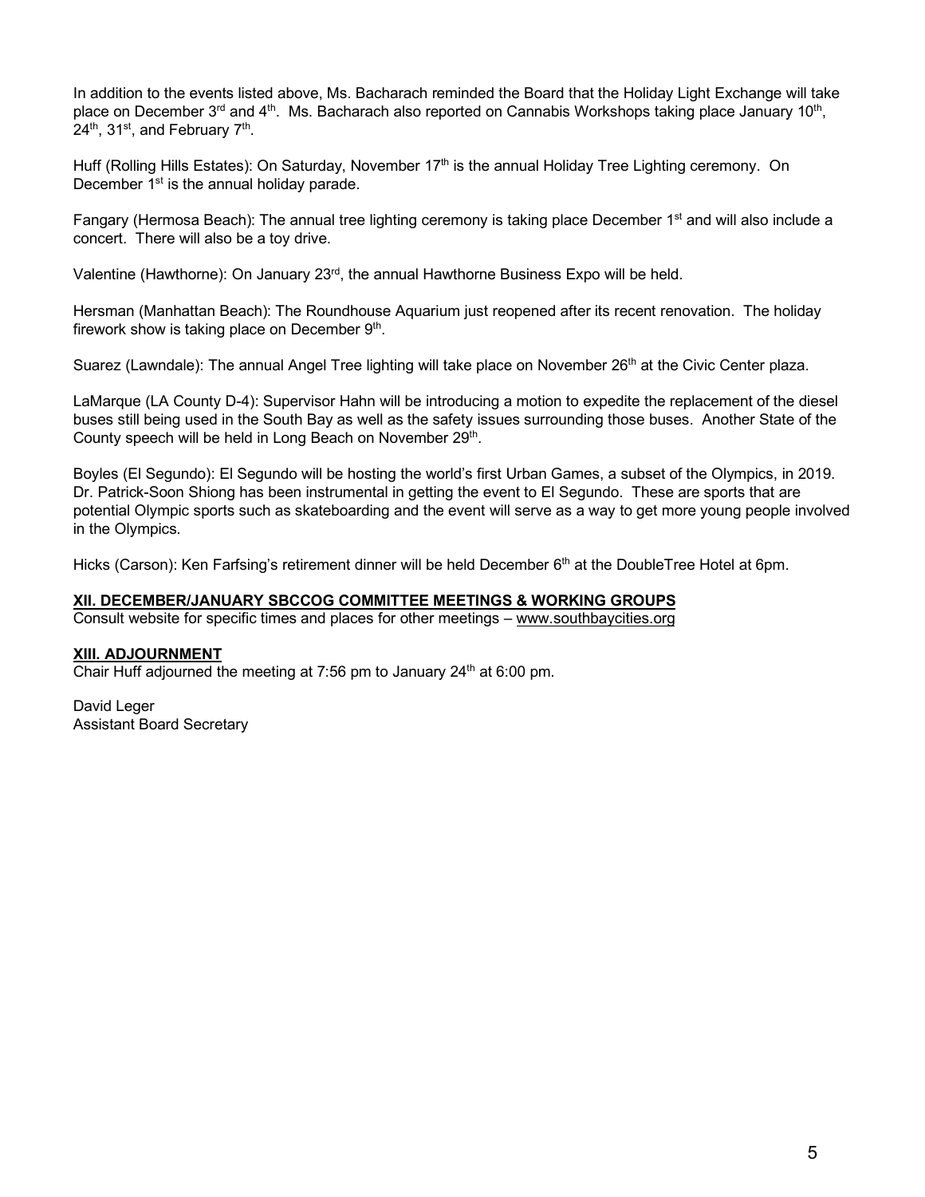In addition to the events listed above, Ms. Bacharach reminded the Board that the Holiday Light Exchange will take place on December 3rd and 4th. Ms. Bacharach also reported on Cannabis Workshops taking place January 10th, 24th, 31st, and February 7th.

Huff (Rolling Hills Estates): On Saturday, November 17th is the annual Holiday Tree Lighting ceremony. On December 1st is the annual holiday parade.

Fangary (Hermosa Beach): The annual tree lighting ceremony is taking place December 1st and will also include a concert. There will also be a toy drive.

Valentine (Hawthorne): On January 23rd, the annual Hawthorne Business Expo will be held.

Hersman (Manhattan Beach): The Roundhouse Aquarium just reopened after its recent renovation. The holiday firework show is taking place on December 9th.

Suarez (Lawndale): The annual Angel Tree lighting will take place on November 26th at the Civic Center plaza.

LaMarque (LA County D-4): Supervisor Hahn will be introducing a motion to expedite the replacement of the diesel buses still being used in the South Bay as well as the safety issues surrounding those buses. Another State of the County speech will be held in Long Beach on November 29th.

Boyles (El Segundo): El Segundo will be hosting the world's first Urban Games, a subset of the Olympics, in 2019. Dr. Patrick-Soon Shiong has been instrumental in getting the event to El Segundo. These are sports that are potential Olympic sports such as skateboarding and the event will serve as a way to get more young people involved in the Olympics.

Hicks (Carson): Ken Farfsing's retirement dinner will be held December 6th at the DoubleTree Hotel at 6pm.

## XII. DECEMBER/JANUARY SBCCOG COMMITTEE MEETINGS & WORKING GROUPS

Consult website for specific times and places for other meetings – www.southbaycities.org

## XIII. ADJOURNMENT

Chair Huff adjourned the meeting at 7:56 pm to January 24th at 6:00 pm.

David Leger
Assistant Board Secretary